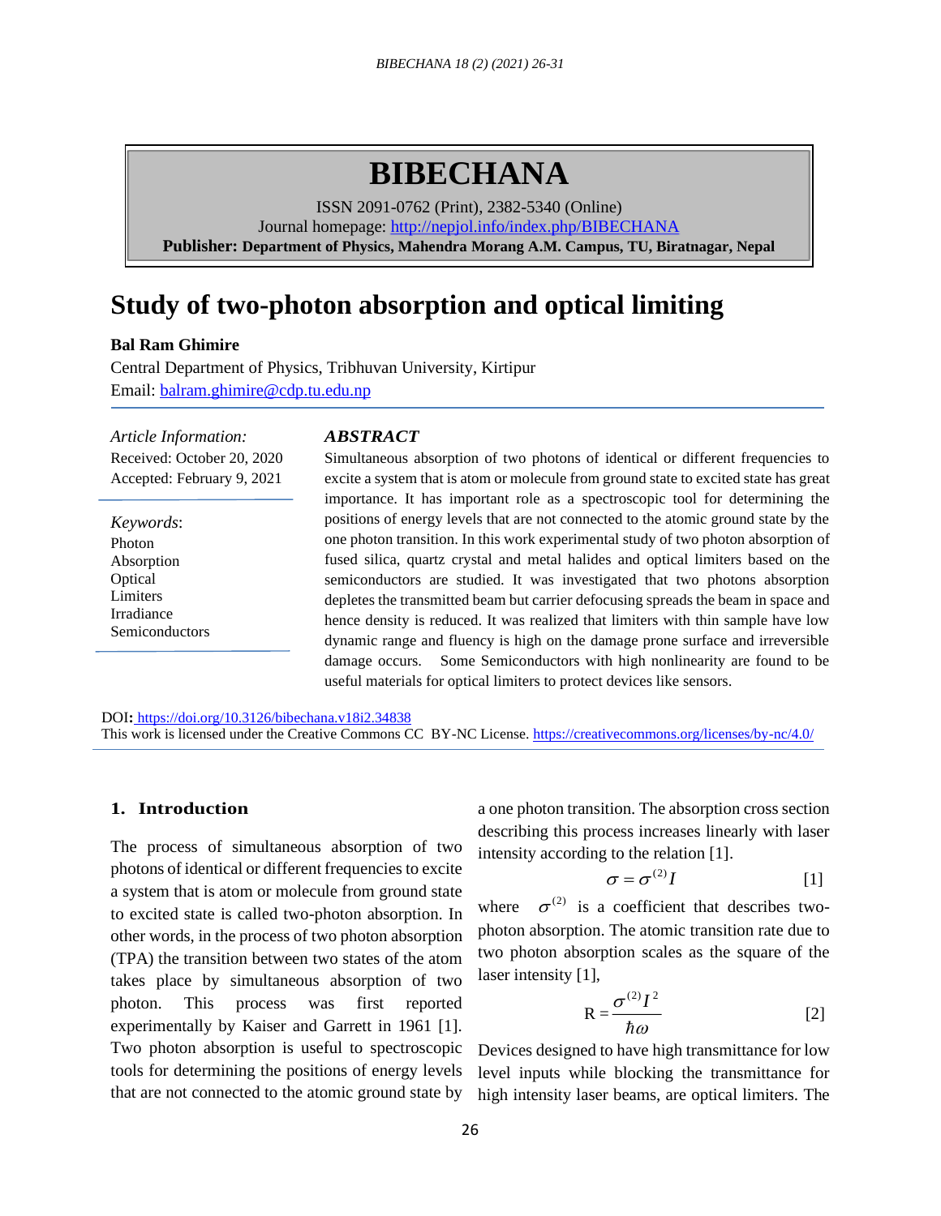# BIBECHANA

ISSN 2091-0762 (Print), 2382-5340 (Online)
Journal homepage: http://nepjol.info/index.php/BIBECHANA
**Publisher: Department of Physics, Mahendra Morang A.M. Campus, TU, Biratnagar, Nepal**

# Study of two-photon absorption and optical limiting

**Bal Ram Ghimire**

Central Department of Physics, Tribhuvan University, Kirtipur
Email: balram.ghimire@cdp.tu.edu.np

*Article Information:*
Received: October 20, 2020
Accepted: February 9, 2021

*Keywords*:
Photon
Absorption
Optical
Limiters
Irradiance
Semiconductors

***ABSTRACT***

Simultaneous absorption of two photons of identical or different frequencies to excite a system that is atom or molecule from ground state to excited state has great importance. It has important role as a spectroscopic tool for determining the positions of energy levels that are not connected to the atomic ground state by the one photon transition. In this work experimental study of two photon absorption of fused silica, quartz crystal and metal halides and optical limiters based on the semiconductors are studied. It was investigated that two photons absorption depletes the transmitted beam but carrier defocusing spreads the beam in space and hence density is reduced. It was realized that limiters with thin sample have low dynamic range and fluency is high on the damage prone surface and irreversible damage occurs. Some Semiconductors with high nonlinearity are found to be useful materials for optical limiters to protect devices like sensors.

**DOI:** https://doi.org/10.3126/bibechana.v18i2.34838
This work is licensed under the Creative Commons CC BY-NC License. https://creativecommons.org/licenses/by-nc/4.0/

## 1. Introduction

The process of simultaneous absorption of two photons of identical or different frequencies to excite a system that is atom or molecule from ground state to excited state is called two-photon absorption. In other words, in the process of two photon absorption (TPA) the transition between two states of the atom takes place by simultaneous absorption of two photon. This process was first reported experimentally by Kaiser and Garrett in 1961 [1]. Two photon absorption is useful to spectroscopic tools for determining the positions of energy levels that are not connected to the atomic ground state by a one photon transition. The absorption cross section describing this process increases linearly with laser intensity according to the relation [1].

$$\sigma = \sigma^{(2)} I \qquad [1]$$

where $\sigma^{(2)}$ is a coefficient that describes two-photon absorption. The atomic transition rate due to two photon absorption scales as the square of the laser intensity [1],

$$\mathrm{R} = \frac{\sigma^{(2)} I^2}{\hbar\omega} \qquad [2]$$

Devices designed to have high transmittance for low level inputs while blocking the transmittance for high intensity laser beams, are optical limiters. The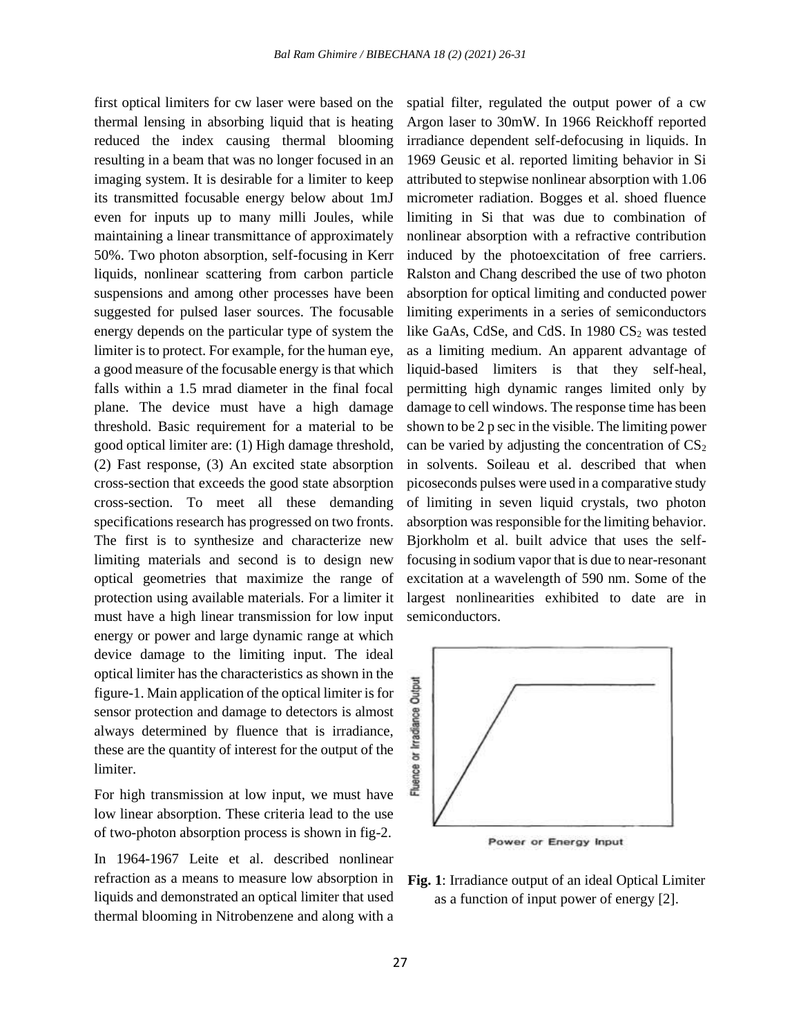first optical limiters for cw laser were based on the thermal lensing in absorbing liquid that is heating reduced the index causing thermal blooming resulting in a beam that was no longer focused in an imaging system. It is desirable for a limiter to keep its transmitted focusable energy below about 1mJ even for inputs up to many milli Joules, while maintaining a linear transmittance of approximately 50%. Two photon absorption, self-focusing in Kerr liquids, nonlinear scattering from carbon particle suspensions and among other processes have been suggested for pulsed laser sources. The focusable energy depends on the particular type of system the limiter is to protect. For example, for the human eye, a good measure of the focusable energy is that which falls within a 1.5 mrad diameter in the final focal plane. The device must have a high damage threshold. Basic requirement for a material to be good optical limiter are: (1) High damage threshold, (2) Fast response, (3) An excited state absorption cross-section that exceeds the good state absorption cross-section. To meet all these demanding specifications research has progressed on two fronts. The first is to synthesize and characterize new limiting materials and second is to design new optical geometries that maximize the range of protection using available materials. For a limiter it must have a high linear transmission for low input energy or power and large dynamic range at which device damage to the limiting input. The ideal optical limiter has the characteristics as shown in the figure-1. Main application of the optical limiter is for sensor protection and damage to detectors is almost always determined by fluence that is irradiance, these are the quantity of interest for the output of the limiter.

For high transmission at low input, we must have low linear absorption. These criteria lead to the use of two-photon absorption process is shown in fig-2.

In 1964-1967 Leite et al. described nonlinear refraction as a means to measure low absorption in liquids and demonstrated an optical limiter that used thermal blooming in Nitrobenzene and along with a spatial filter, regulated the output power of a cw Argon laser to 30mW. In 1966 Reickhoff reported irradiance dependent self-defocusing in liquids. In 1969 Geusic et al. reported limiting behavior in Si attributed to stepwise nonlinear absorption with 1.06 micrometer radiation. Bogges et al. shoed fluence limiting in Si that was due to combination of nonlinear absorption with a refractive contribution induced by the photoexcitation of free carriers. Ralston and Chang described the use of two photon absorption for optical limiting and conducted power limiting experiments in a series of semiconductors like GaAs, CdSe, and CdS. In 1980 $CS_2$ was tested as a limiting medium. An apparent advantage of liquid-based limiters is that they self-heal, permitting high dynamic ranges limited only by damage to cell windows. The response time has been shown to be 2 p sec in the visible. The limiting power can be varied by adjusting the concentration of $CS_2$ in solvents. Soileau et al. described that when picoseconds pulses were used in a comparative study of limiting in seven liquid crystals, two photon absorption was responsible for the limiting behavior. Bjorkholm et al. built advice that uses the self-focusing in sodium vapor that is due to near-resonant excitation at a wavelength of 590 nm. Some of the largest nonlinearities exhibited to date are in semiconductors.

**Fig. 1**: Irradiance output of an ideal Optical Limiter as a function of input power of energy [2].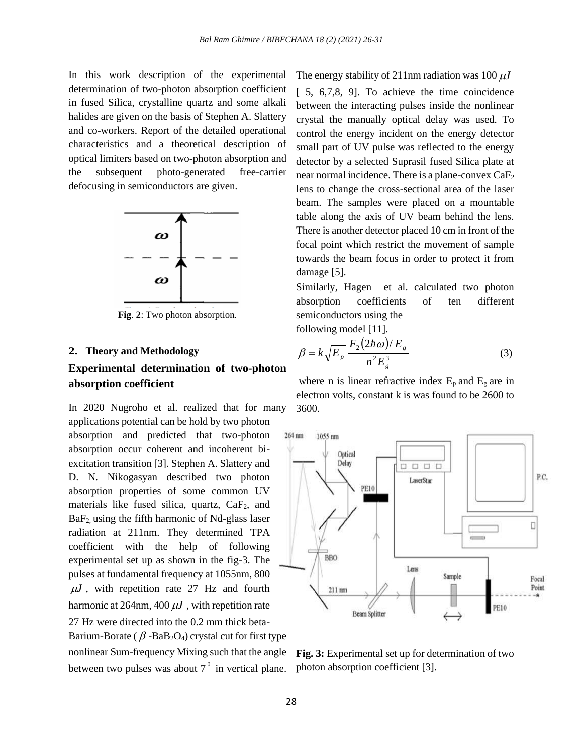In this work description of the experimental determination of two-photon absorption coefficient in fused Silica, crystalline quartz and some alkali halides are given on the basis of Stephen A. Slattery and co-workers. Report of the detailed operational characteristics and a theoretical description of optical limiters based on two-photon absorption and the subsequent photo-generated free-carrier defocusing in semiconductors are given.

**Fig. 2**: Two photon absorption.

## 2. Theory and Methodology

### Experimental determination of two-photon absorption coefficient

In 2020 Nugroho et al. realized that for many applications potential can be hold by two photon absorption and predicted that two-photon absorption occur coherent and incoherent bi-excitation transition [3]. Stephen A. Slattery and D. N. Nikogasyan described two photon absorption properties of some common UV materials like fused silica, quartz, $CaF_2$, and $BaF_2$, using the fifth harmonic of Nd-glass laser radiation at 211nm. They determined TPA coefficient with the help of following experimental set up as shown in the fig-3. The pulses at fundamental frequency at 1055nm, 800 $\mu J$, with repetition rate 27 Hz and fourth harmonic at 264nm, 400 $\mu J$, with repetition rate 27 Hz were directed into the 0.2 mm thick beta-Barium-Borate ($\beta$-$BaB_2O_4$) crystal cut for first type nonlinear Sum-frequency Mixing such that the angle between two pulses was about $7^0$ in vertical plane. The energy stability of 211nm radiation was 100 $\mu J$ [ 5, 6,7,8, 9]. To achieve the time coincidence between the interacting pulses inside the nonlinear crystal the manually optical delay was used. To control the energy incident on the energy detector small part of UV pulse was reflected to the energy detector by a selected Suprasil fused Silica plate at near normal incidence. There is a plane-convex $CaF_2$ lens to change the cross-sectional area of the laser beam. The samples were placed on a mountable table along the axis of UV beam behind the lens. There is another detector placed 10 cm in front of the focal point which restrict the movement of sample towards the beam focus in order to protect it from damage [5].

Similarly, Hagen et al. calculated two photon absorption coefficients of ten different semiconductors using the following model [11].

$$\beta = k\sqrt{E_p}\,\frac{F_2(2\hbar\omega)/E_g}{n^2E_g^3} \tag{3}$$

where n is linear refractive index $E_p$ and $E_g$ are in electron volts, constant k is was found to be 2600 to 3600.

**Fig. 3:** Experimental set up for determination of two photon absorption coefficient [3].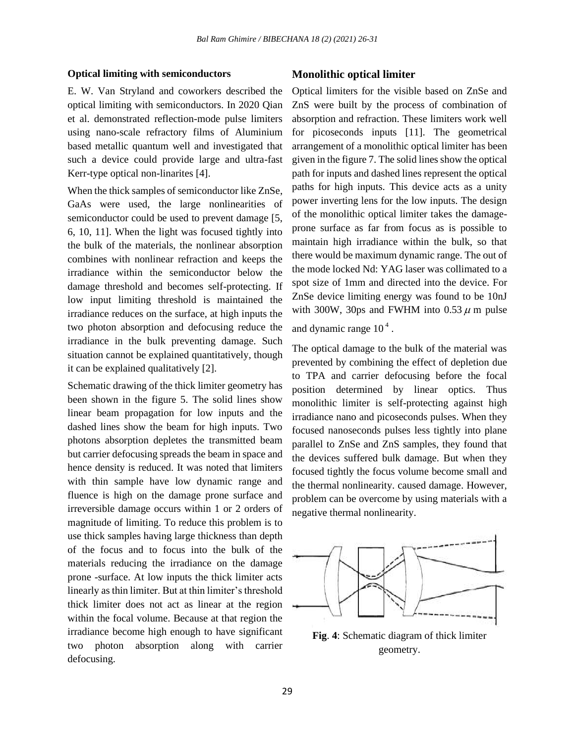**Optical limiting with semiconductors**

E. W. Van Stryland and coworkers described the optical limiting with semiconductors. In 2020 Qian et al. demonstrated reflection-mode pulse limiters using nano-scale refractory films of Aluminium based metallic quantum well and investigated that such a device could provide large and ultra-fast Kerr-type optical non-linarites [4].

When the thick samples of semiconductor like ZnSe, GaAs were used, the large nonlinearities of semiconductor could be used to prevent damage [5, 6, 10, 11]. When the light was focused tightly into the bulk of the materials, the nonlinear absorption combines with nonlinear refraction and keeps the irradiance within the semiconductor below the damage threshold and becomes self-protecting. If low input limiting threshold is maintained the irradiance reduces on the surface, at high inputs the two photon absorption and defocusing reduce the irradiance in the bulk preventing damage. Such situation cannot be explained quantitatively, though it can be explained qualitatively [2].

Schematic drawing of the thick limiter geometry has been shown in the figure 5. The solid lines show linear beam propagation for low inputs and the dashed lines show the beam for high inputs. Two photons absorption depletes the transmitted beam but carrier defocusing spreads the beam in space and hence density is reduced. It was noted that limiters with thin sample have low dynamic range and fluence is high on the damage prone surface and irreversible damage occurs within 1 or 2 orders of magnitude of limiting. To reduce this problem is to use thick samples having large thickness than depth of the focus and to focus into the bulk of the materials reducing the irradiance on the damage prone -surface. At low inputs the thick limiter acts linearly as thin limiter. But at thin limiter's threshold thick limiter does not act as linear at the region within the focal volume. Because at that region the irradiance become high enough to have significant two photon absorption along with carrier defocusing.

## Monolithic optical limiter

Optical limiters for the visible based on ZnSe and ZnS were built by the process of combination of absorption and refraction. These limiters work well for picoseconds inputs [11]. The geometrical arrangement of a monolithic optical limiter has been given in the figure 7. The solid lines show the optical path for inputs and dashed lines represent the optical paths for high inputs. This device acts as a unity power inverting lens for the low inputs. The design of the monolithic optical limiter takes the damage-prone surface as far from focus as is possible to maintain high irradiance within the bulk, so that there would be maximum dynamic range. The out of the mode locked Nd: YAG laser was collimated to a spot size of 1mm and directed into the device. For ZnSe device limiting energy was found to be 10nJ with 300W, 30ps and FWHM into 0.53 $\mu$ m pulse and dynamic range $10^4$.

The optical damage to the bulk of the material was prevented by combining the effect of depletion due to TPA and carrier defocusing before the focal position determined by linear optics. Thus monolithic limiter is self-protecting against high irradiance nano and picoseconds pulses. When they focused nanoseconds pulses less tightly into plane parallel to ZnSe and ZnS samples, they found that the devices suffered bulk damage. But when they focused tightly the focus volume become small and the thermal nonlinearity. caused damage. However, problem can be overcome by using materials with a negative thermal nonlinearity.

**Fig. 4**: Schematic diagram of thick limiter geometry.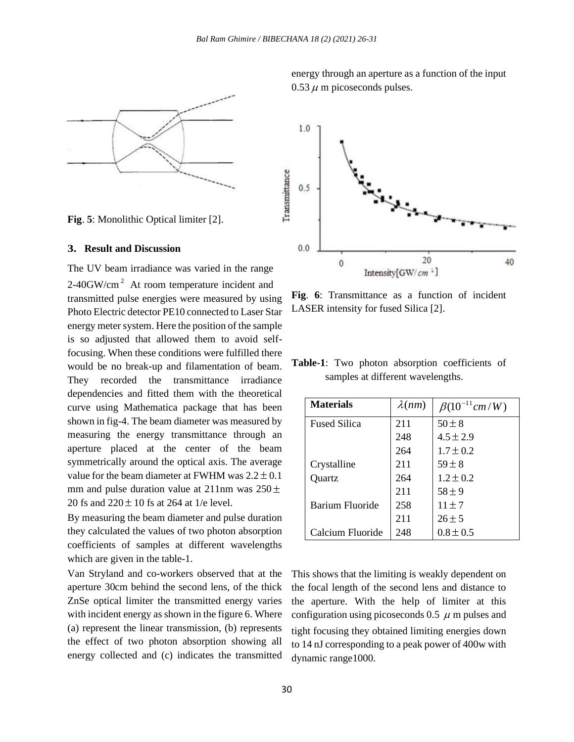Fig. 5: Monolithic Optical limiter [2].

## 3. Result and Discussion

The UV beam irradiance was varied in the range 2-40GW/cm$^2$ At room temperature incident and transmitted pulse energies were measured by using Photo Electric detector PE10 connected to Laser Star energy meter system. Here the position of the sample is so adjusted that allowed them to avoid self-focusing. When these conditions were fulfilled there would be no break-up and filamentation of beam. They recorded the transmittance irradiance dependencies and fitted them with the theoretical curve using Mathematica package that has been shown in fig-4. The beam diameter was measured by measuring the energy transmittance through an aperture placed at the center of the beam symmetrically around the optical axis. The average value for the beam diameter at FWHM was $2.2 \pm 0.1$ mm and pulse duration value at 211nm was $250 \pm$ 20 fs and $220 \pm 10$ fs at 264 at 1/e level.

By measuring the beam diameter and pulse duration they calculated the values of two photon absorption coefficients of samples at different wavelengths which are given in the table-1.

Van Stryland and co-workers observed that at the aperture 30cm behind the second lens, of the thick ZnSe optical limiter the transmitted energy varies with incident energy as shown in the figure 6. Where (a) represent the linear transmission, (b) represents the effect of two photon absorption showing all energy collected and (c) indicates the transmitted energy through an aperture as a function of the input 0.53 $\mu$ m picoseconds pulses.

Fig. 6: Transmittance as a function of incident LASER intensity for fused Silica [2].

Table-1: Two photon absorption coefficients of samples at different wavelengths.

| Materials | $\lambda(nm)$ | $\beta(10^{-11}cm/W)$ |
|---|---|---|
| Fused Silica | 211 | $50 \pm 8$ |
| | 248 | $4.5 \pm 2.9$ |
| | 264 | $1.7 \pm 0.2$ |
| Crystalline | 211 | $59 \pm 8$ |
| Quartz | 264 | $1.2 \pm 0.2$ |
| | 211 | $58 \pm 9$ |
| Barium Fluoride | 258 | $11 \pm 7$ |
| | 211 | $26 \pm 5$ |
| Calcium Fluoride | 248 | $0.8 \pm 0.5$ |

This shows that the limiting is weakly dependent on the focal length of the second lens and distance to the aperture. With the help of limiter at this configuration using picoseconds 0.5 $\mu$ m pulses and tight focusing they obtained limiting energies down to 14 nJ corresponding to a peak power of 400w with dynamic range1000.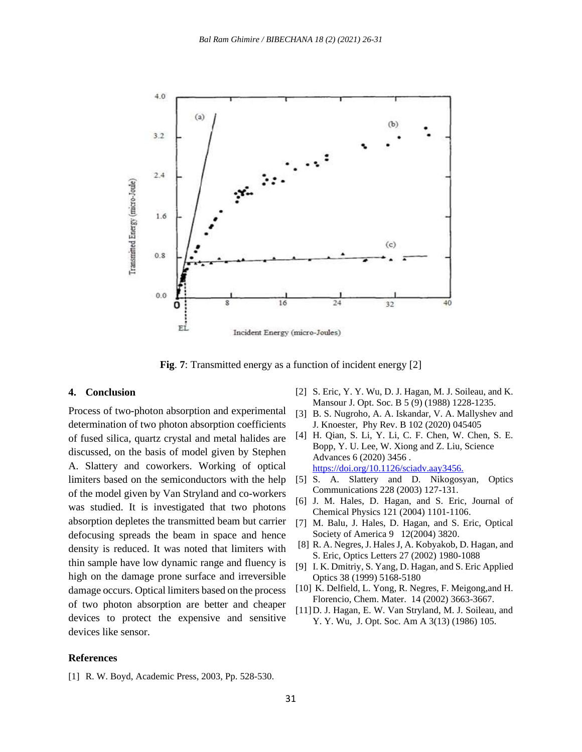4.0
3.2
2.4
1.6
0.8
0.0
(a)
(b)
(c)
0
8
16
24
32
40
EL
Transmitted Energy (micro-Joule)
Incident Energy (micro-Joules)

**Fig. 7**: Transmitted energy as a function of incident energy [2]

## 4. Conclusion

Process of two-photon absorption and experimental determination of two photon absorption coefficients of fused silica, quartz crystal and metal halides are discussed, on the basis of model given by Stephen A. Slattery and coworkers. Working of optical limiters based on the semiconductors with the help of the model given by Van Stryland and co-workers was studied. It is investigated that two photons absorption depletes the transmitted beam but carrier defocusing spreads the beam in space and hence density is reduced. It was noted that limiters with thin sample have low dynamic range and fluency is high on the damage prone surface and irreversible damage occurs. Optical limiters based on the process of two photon absorption are better and cheaper devices to protect the expensive and sensitive devices like sensor.

## References

[1] R. W. Boyd, Academic Press, 2003, Pp. 528-530.

[2] S. Eric, Y. Y. Wu, D. J. Hagan, M. J. Soileau, and K. Mansour J. Opt. Soc. B 5 (9) (1988) 1228-1235.

[3] B. S. Nugroho, A. A. Iskandar, V. A. Mallyshev and J. Knoester, Phy Rev. B 102 (2020) 045405

[4] H. Qian, S. Li, Y. Li, C. F. Chen, W. Chen, S. E. Bopp, Y. U. Lee, W. Xiong and Z. Liu, Science Advances 6 (2020) 3456 . https://doi.org/10.1126/sciadv.aay3456.

[5] S. A. Slattery and D. Nikogosyan, Optics Communications 228 (2003) 127-131.

[6] J. M. Hales, D. Hagan, and S. Eric, Journal of Chemical Physics 121 (2004) 1101-1106.

[7] M. Balu, J. Hales, D. Hagan, and S. Eric, Optical Society of America 9 12(2004) 3820.

[8] R. A. Negres, J. Hales J, A. Kobyakob, D. Hagan, and S. Eric, Optics Letters 27 (2002) 1980-1088

[9] I. K. Dmitriy, S. Yang, D. Hagan, and S. Eric Applied Optics 38 (1999) 5168-5180

[10] K. Delfield, L. Yong, R. Negres, F. Meigong,and H. Florencio, Chem. Mater. 14 (2002) 3663-3667.

[11] D. J. Hagan, E. W. Van Stryland, M. J. Soileau, and Y. Y. Wu, J. Opt. Soc. Am A 3(13) (1986) 105.